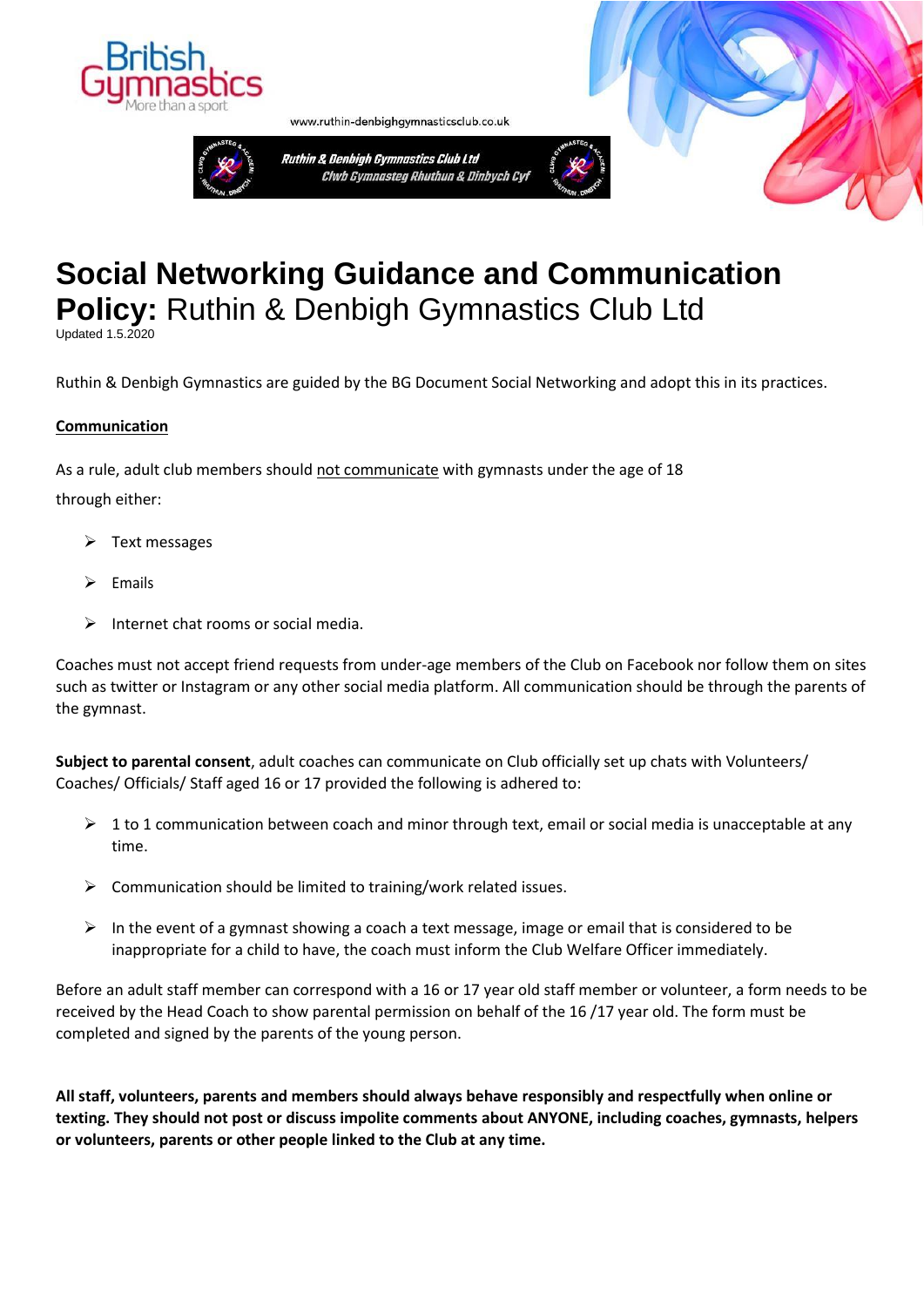www.ruthin-denbighgymnasticsclub.co.uk

Ruthin & Denbigh Gymnastics Club Ltd
Clwb Gymnasteg Rhuthun & Dinbych Cyf

# **Social Networking Guidance and Communication Policy:** Ruthin & Denbigh Gymnastics Club Ltd

Updated 1.5.2020

Ruthin & Denbigh Gymnastics are guided by the BG Document Social Networking and adopt this in its practices.

**Communication**

As a rule, adult club members should not communicate with gymnasts under the age of 18 through either:

- Text messages
- Emails
- Internet chat rooms or social media.

Coaches must not accept friend requests from under-age members of the Club on Facebook nor follow them on sites such as twitter or Instagram or any other social media platform. All communication should be through the parents of the gymnast.

**Subject to parental consent**, adult coaches can communicate on Club officially set up chats with Volunteers/ Coaches/ Officials/ Staff aged 16 or 17 provided the following is adhered to:

- 1 to 1 communication between coach and minor through text, email or social media is unacceptable at any time.
- Communication should be limited to training/work related issues.
- In the event of a gymnast showing a coach a text message, image or email that is considered to be inappropriate for a child to have, the coach must inform the Club Welfare Officer immediately.

Before an adult staff member can correspond with a 16 or 17 year old staff member or volunteer, a form needs to be received by the Head Coach to show parental permission on behalf of the 16 /17 year old. The form must be completed and signed by the parents of the young person.

**All staff, volunteers, parents and members should always behave responsibly and respectfully when online or texting. They should not post or discuss impolite comments about ANYONE, including coaches, gymnasts, helpers or volunteers, parents or other people linked to the Club at any time.**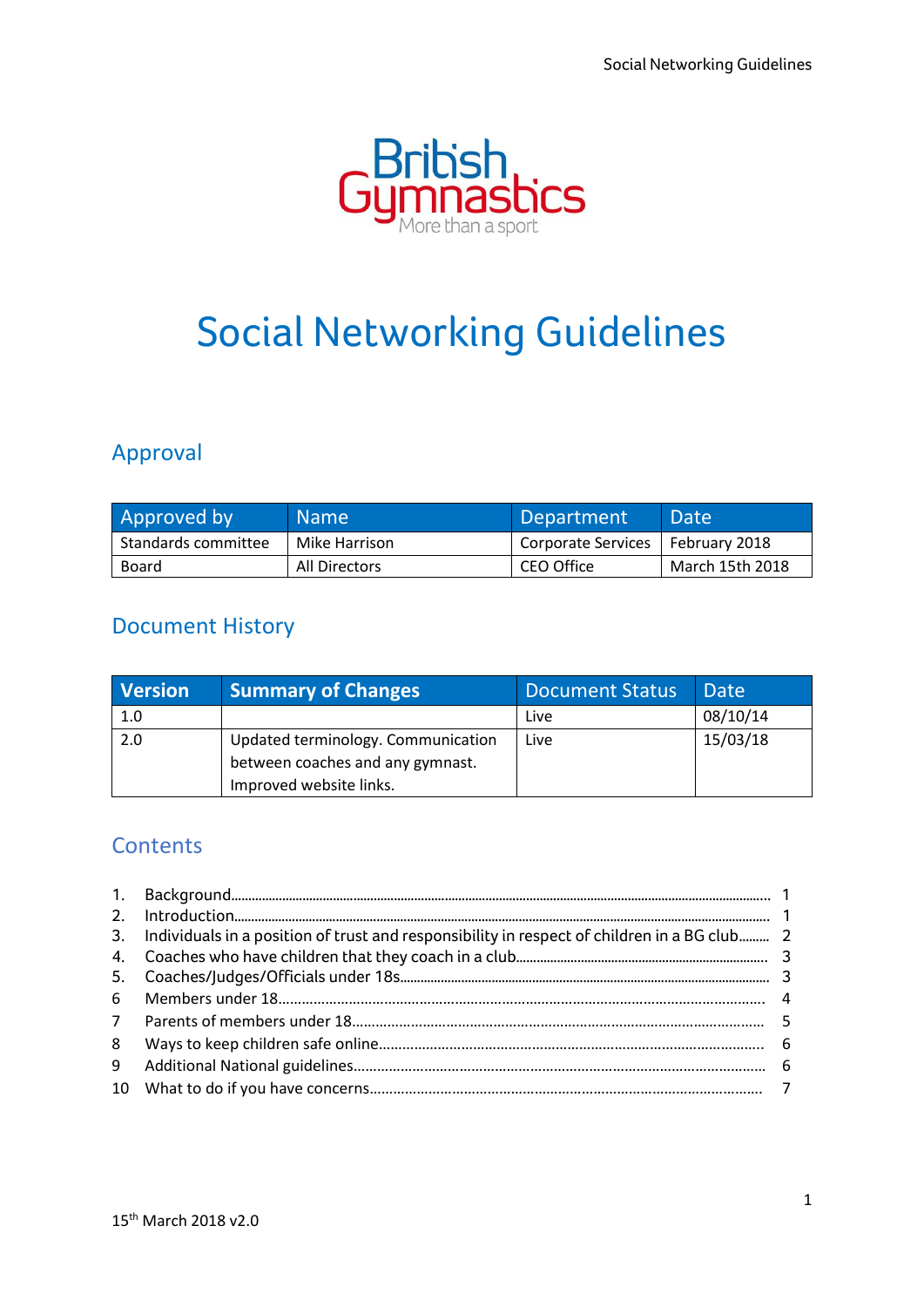British Gymnastics

More than a sport

# Social Networking Guidelines

## Approval

| Approved by | Name | Department | Date |
|---|---|---|---|
| Standards committee | Mike Harrison | Corporate Services | February 2018 |
| Board | All Directors | CEO Office | March 15th 2018 |

## Document History

| Version | Summary of Changes | Document Status | Date |
|---|---|---|---|
| 1.0 | | Live | 08/10/14 |
| 2.0 | Updated terminology. Communication between coaches and any gymnast. Improved website links. | Live | 15/03/18 |

## Contents

1. Background........ 1
2. Introduction........ 1
3. Individuals in a position of trust and responsibility in respect of children in a BG club........ 2
4. Coaches who have children that they coach in a club........ 3
5. Coaches/Judges/Officials under 18s........ 3
6. Members under 18........ 4
7. Parents of members under 18........ 5
8. Ways to keep children safe online........ 6
9. Additional National guidelines........ 6
10. What to do if you have concerns........ 7

15th March 2018 v2.0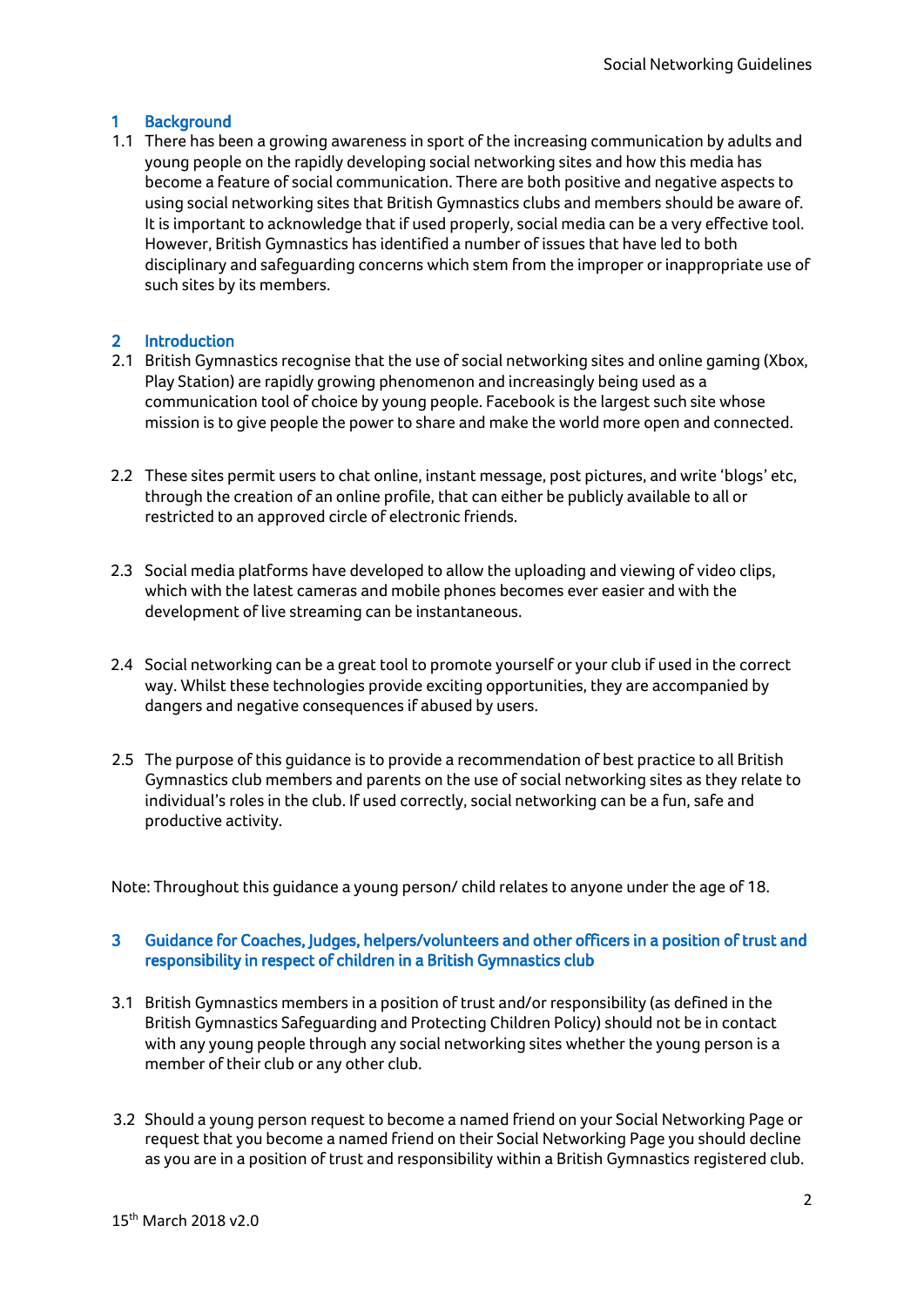## 1 Background

1.1 There has been a growing awareness in sport of the increasing communication by adults and young people on the rapidly developing social networking sites and how this media has become a feature of social communication. There are both positive and negative aspects to using social networking sites that British Gymnastics clubs and members should be aware of. It is important to acknowledge that if used properly, social media can be a very effective tool. However, British Gymnastics has identified a number of issues that have led to both disciplinary and safeguarding concerns which stem from the improper or inappropriate use of such sites by its members.

## 2 Introduction

2.1 British Gymnastics recognise that the use of social networking sites and online gaming (Xbox, Play Station) are rapidly growing phenomenon and increasingly being used as a communication tool of choice by young people. Facebook is the largest such site whose mission is to give people the power to share and make the world more open and connected.

2.2 These sites permit users to chat online, instant message, post pictures, and write 'blogs' etc, through the creation of an online profile, that can either be publicly available to all or restricted to an approved circle of electronic friends.

2.3 Social media platforms have developed to allow the uploading and viewing of video clips, which with the latest cameras and mobile phones becomes ever easier and with the development of live streaming can be instantaneous.

2.4 Social networking can be a great tool to promote yourself or your club if used in the correct way. Whilst these technologies provide exciting opportunities, they are accompanied by dangers and negative consequences if abused by users.

2.5 The purpose of this guidance is to provide a recommendation of best practice to all British Gymnastics club members and parents on the use of social networking sites as they relate to individual's roles in the club. If used correctly, social networking can be a fun, safe and productive activity.

Note: Throughout this guidance a young person/ child relates to anyone under the age of 18.

## 3 Guidance for Coaches, Judges, helpers/volunteers and other officers in a position of trust and responsibility in respect of children in a British Gymnastics club

3.1 British Gymnastics members in a position of trust and/or responsibility (as defined in the British Gymnastics Safeguarding and Protecting Children Policy) should not be in contact with any young people through any social networking sites whether the young person is a member of their club or any other club.

3.2 Should a young person request to become a named friend on your Social Networking Page or request that you become a named friend on their Social Networking Page you should decline as you are in a position of trust and responsibility within a British Gymnastics registered club.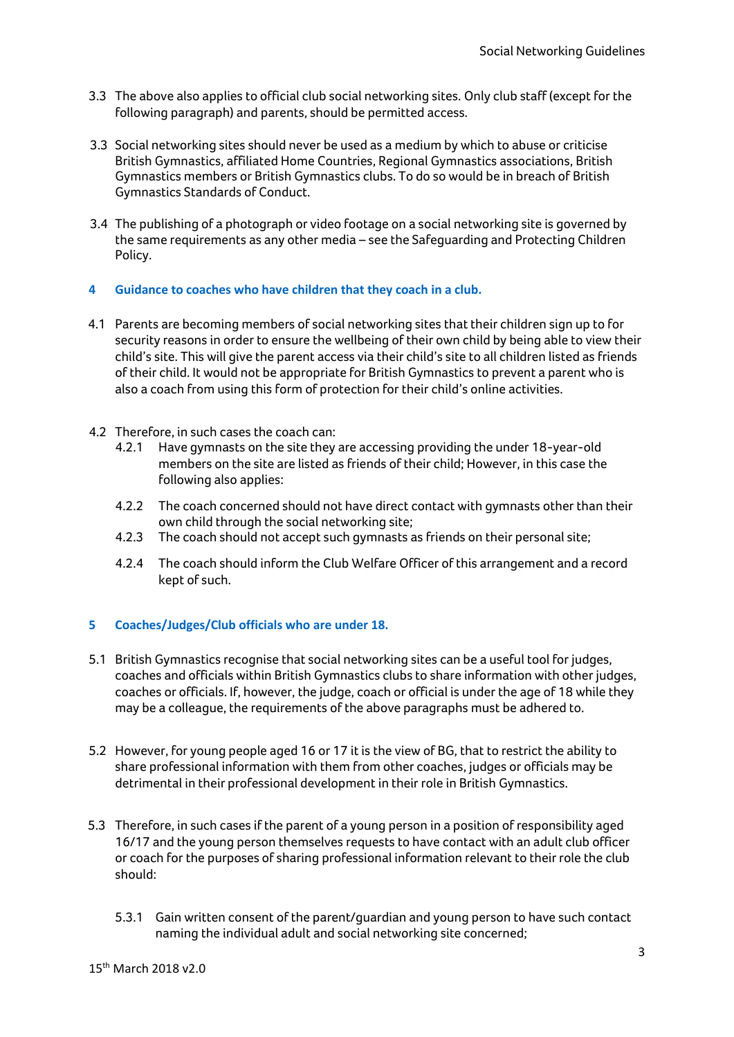3.3 The above also applies to official club social networking sites. Only club staff (except for the following paragraph) and parents, should be permitted access.

3.3 Social networking sites should never be used as a medium by which to abuse or criticise British Gymnastics, affiliated Home Countries, Regional Gymnastics associations, British Gymnastics members or British Gymnastics clubs. To do so would be in breach of British Gymnastics Standards of Conduct.

3.4 The publishing of a photograph or video footage on a social networking site is governed by the same requirements as any other media – see the Safeguarding and Protecting Children Policy.

## 4 Guidance to coaches who have children that they coach in a club.

4.1 Parents are becoming members of social networking sites that their children sign up to for security reasons in order to ensure the wellbeing of their own child by being able to view their child's site. This will give the parent access via their child's site to all children listed as friends of their child. It would not be appropriate for British Gymnastics to prevent a parent who is also a coach from using this form of protection for their child's online activities.

4.2 Therefore, in such cases the coach can:

- 4.2.1 Have gymnasts on the site they are accessing providing the under 18-year-old members on the site are listed as friends of their child; However, in this case the following also applies:
- 4.2.2 The coach concerned should not have direct contact with gymnasts other than their own child through the social networking site;
- 4.2.3 The coach should not accept such gymnasts as friends on their personal site;
- 4.2.4 The coach should inform the Club Welfare Officer of this arrangement and a record kept of such.

## 5 Coaches/Judges/Club officials who are under 18.

5.1 British Gymnastics recognise that social networking sites can be a useful tool for judges, coaches and officials within British Gymnastics clubs to share information with other judges, coaches or officials. If, however, the judge, coach or official is under the age of 18 while they may be a colleague, the requirements of the above paragraphs must be adhered to.

5.2 However, for young people aged 16 or 17 it is the view of BG, that to restrict the ability to share professional information with them from other coaches, judges or officials may be detrimental in their professional development in their role in British Gymnastics.

5.3 Therefore, in such cases if the parent of a young person in a position of responsibility aged 16/17 and the young person themselves requests to have contact with an adult club officer or coach for the purposes of sharing professional information relevant to their role the club should:

- 5.3.1 Gain written consent of the parent/guardian and young person to have such contact naming the individual adult and social networking site concerned;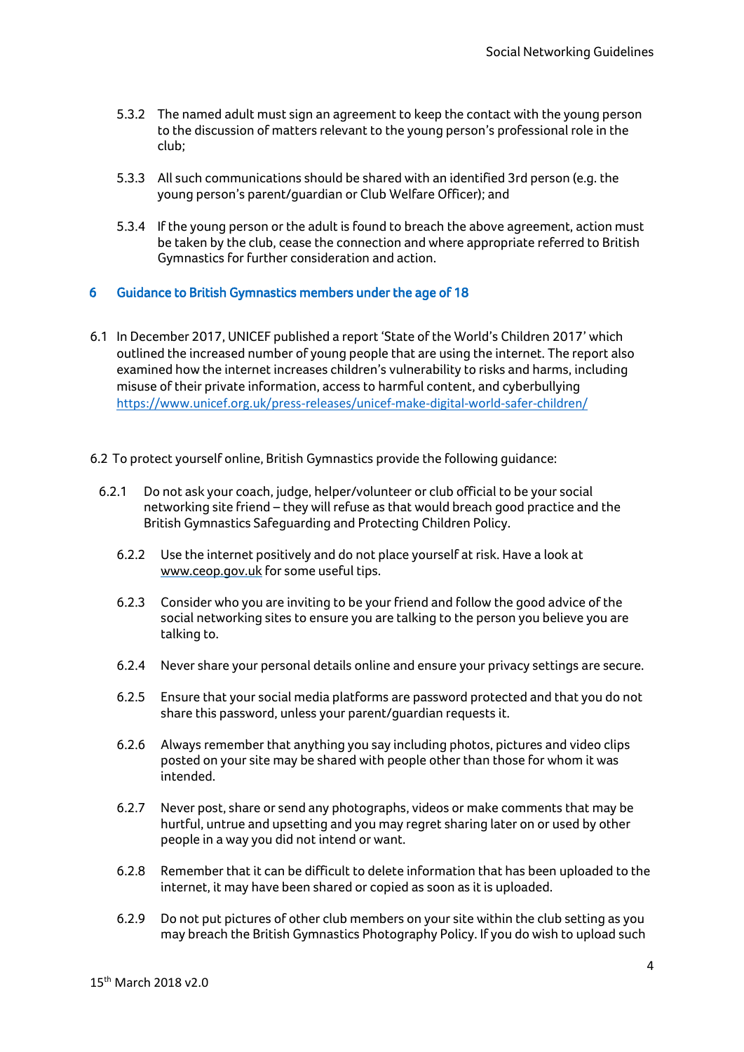5.3.2 The named adult must sign an agreement to keep the contact with the young person to the discussion of matters relevant to the young person's professional role in the club;

5.3.3 All such communications should be shared with an identified 3rd person (e.g. the young person's parent/guardian or Club Welfare Officer); and

5.3.4 If the young person or the adult is found to breach the above agreement, action must be taken by the club, cease the connection and where appropriate referred to British Gymnastics for further consideration and action.

## 6 Guidance to British Gymnastics members under the age of 18

6.1 In December 2017, UNICEF published a report 'State of the World's Children 2017' which outlined the increased number of young people that are using the internet. The report also examined how the internet increases children's vulnerability to risks and harms, including misuse of their private information, access to harmful content, and cyberbullying https://www.unicef.org.uk/press-releases/unicef-make-digital-world-safer-children/

6.2 To protect yourself online, British Gymnastics provide the following guidance:

6.2.1 Do not ask your coach, judge, helper/volunteer or club official to be your social networking site friend – they will refuse as that would breach good practice and the British Gymnastics Safeguarding and Protecting Children Policy.

6.2.2 Use the internet positively and do not place yourself at risk. Have a look at www.ceop.gov.uk for some useful tips.

6.2.3 Consider who you are inviting to be your friend and follow the good advice of the social networking sites to ensure you are talking to the person you believe you are talking to.

6.2.4 Never share your personal details online and ensure your privacy settings are secure.

6.2.5 Ensure that your social media platforms are password protected and that you do not share this password, unless your parent/guardian requests it.

6.2.6 Always remember that anything you say including photos, pictures and video clips posted on your site may be shared with people other than those for whom it was intended.

6.2.7 Never post, share or send any photographs, videos or make comments that may be hurtful, untrue and upsetting and you may regret sharing later on or used by other people in a way you did not intend or want.

6.2.8 Remember that it can be difficult to delete information that has been uploaded to the internet, it may have been shared or copied as soon as it is uploaded.

6.2.9 Do not put pictures of other club members on your site within the club setting as you may breach the British Gymnastics Photography Policy. If you do wish to upload such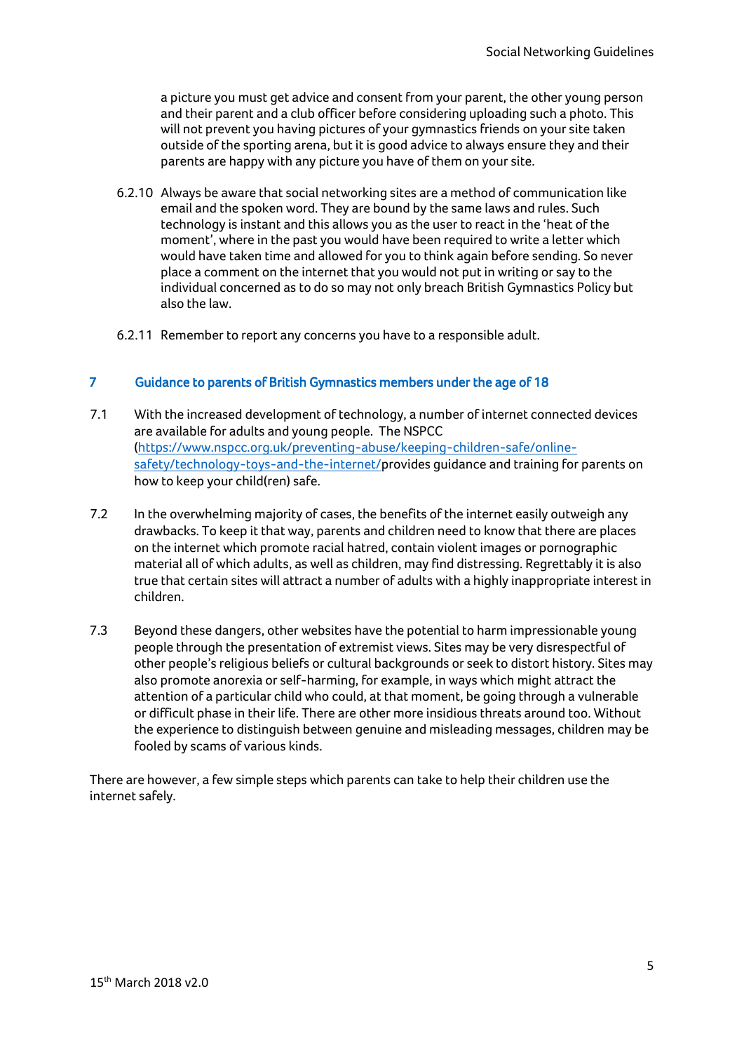a picture you must get advice and consent from your parent, the other young person and their parent and a club officer before considering uploading such a photo. This will not prevent you having pictures of your gymnastics friends on your site taken outside of the sporting arena, but it is good advice to always ensure they and their parents are happy with any picture you have of them on your site.

6.2.10 Always be aware that social networking sites are a method of communication like email and the spoken word. They are bound by the same laws and rules. Such technology is instant and this allows you as the user to react in the 'heat of the moment', where in the past you would have been required to write a letter which would have taken time and allowed for you to think again before sending. So never place a comment on the internet that you would not put in writing or say to the individual concerned as to do so may not only breach British Gymnastics Policy but also the law.

6.2.11 Remember to report any concerns you have to a responsible adult.

## 7 Guidance to parents of British Gymnastics members under the age of 18

7.1 With the increased development of technology, a number of internet connected devices are available for adults and young people. The NSPCC (https://www.nspcc.org.uk/preventing-abuse/keeping-children-safe/online-safety/technology-toys-and-the-internet/provides guidance and training for parents on how to keep your child(ren) safe.

7.2 In the overwhelming majority of cases, the benefits of the internet easily outweigh any drawbacks. To keep it that way, parents and children need to know that there are places on the internet which promote racial hatred, contain violent images or pornographic material all of which adults, as well as children, may find distressing. Regrettably it is also true that certain sites will attract a number of adults with a highly inappropriate interest in children.

7.3 Beyond these dangers, other websites have the potential to harm impressionable young people through the presentation of extremist views. Sites may be very disrespectful of other people's religious beliefs or cultural backgrounds or seek to distort history. Sites may also promote anorexia or self-harming, for example, in ways which might attract the attention of a particular child who could, at that moment, be going through a vulnerable or difficult phase in their life. There are other more insidious threats around too. Without the experience to distinguish between genuine and misleading messages, children may be fooled by scams of various kinds.

There are however, a few simple steps which parents can take to help their children use the internet safely.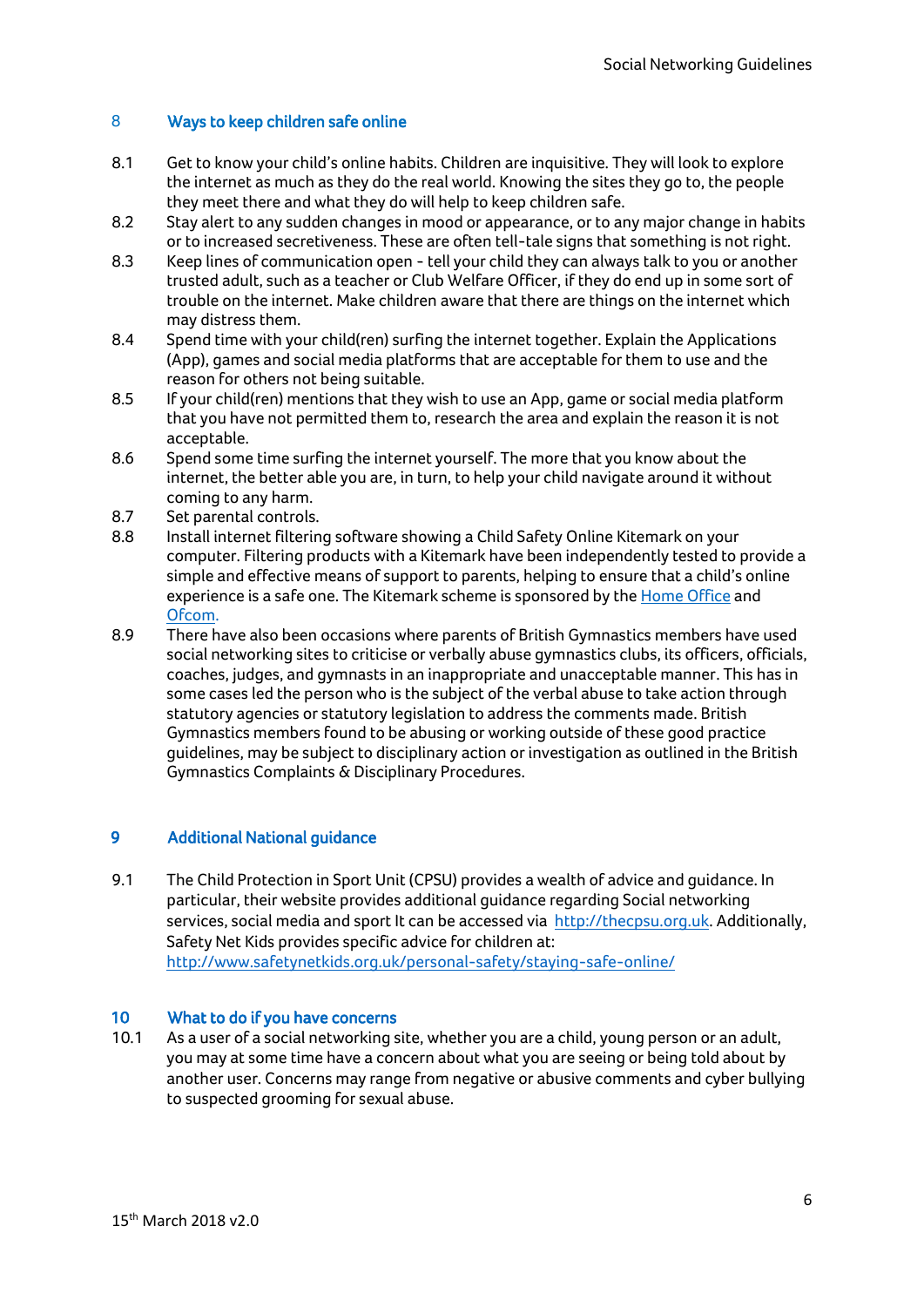## 8 Ways to keep children safe online

8.1 Get to know your child's online habits. Children are inquisitive. They will look to explore the internet as much as they do the real world. Knowing the sites they go to, the people they meet there and what they do will help to keep children safe.

8.2 Stay alert to any sudden changes in mood or appearance, or to any major change in habits or to increased secretiveness. These are often tell-tale signs that something is not right.

8.3 Keep lines of communication open - tell your child they can always talk to you or another trusted adult, such as a teacher or Club Welfare Officer, if they do end up in some sort of trouble on the internet. Make children aware that there are things on the internet which may distress them.

8.4 Spend time with your child(ren) surfing the internet together. Explain the Applications (App), games and social media platforms that are acceptable for them to use and the reason for others not being suitable.

8.5 If your child(ren) mentions that they wish to use an App, game or social media platform that you have not permitted them to, research the area and explain the reason it is not acceptable.

8.6 Spend some time surfing the internet yourself. The more that you know about the internet, the better able you are, in turn, to help your child navigate around it without coming to any harm.

8.7 Set parental controls.

8.8 Install internet filtering software showing a Child Safety Online Kitemark on your computer. Filtering products with a Kitemark have been independently tested to provide a simple and effective means of support to parents, helping to ensure that a child's online experience is a safe one. The Kitemark scheme is sponsored by the Home Office and Ofcom.

8.9 There have also been occasions where parents of British Gymnastics members have used social networking sites to criticise or verbally abuse gymnastics clubs, its officers, officials, coaches, judges, and gymnasts in an inappropriate and unacceptable manner. This has in some cases led the person who is the subject of the verbal abuse to take action through statutory agencies or statutory legislation to address the comments made. British Gymnastics members found to be abusing or working outside of these good practice guidelines, may be subject to disciplinary action or investigation as outlined in the British Gymnastics Complaints & Disciplinary Procedures.

## 9 Additional National guidance

9.1 The Child Protection in Sport Unit (CPSU) provides a wealth of advice and guidance. In particular, their website provides additional guidance regarding Social networking services, social media and sport It can be accessed via http://thecpsu.org.uk. Additionally, Safety Net Kids provides specific advice for children at: http://www.safetynetkids.org.uk/personal-safety/staying-safe-online/

## 10 What to do if you have concerns

10.1 As a user of a social networking site, whether you are a child, young person or an adult, you may at some time have a concern about what you are seeing or being told about by another user. Concerns may range from negative or abusive comments and cyber bullying to suspected grooming for sexual abuse.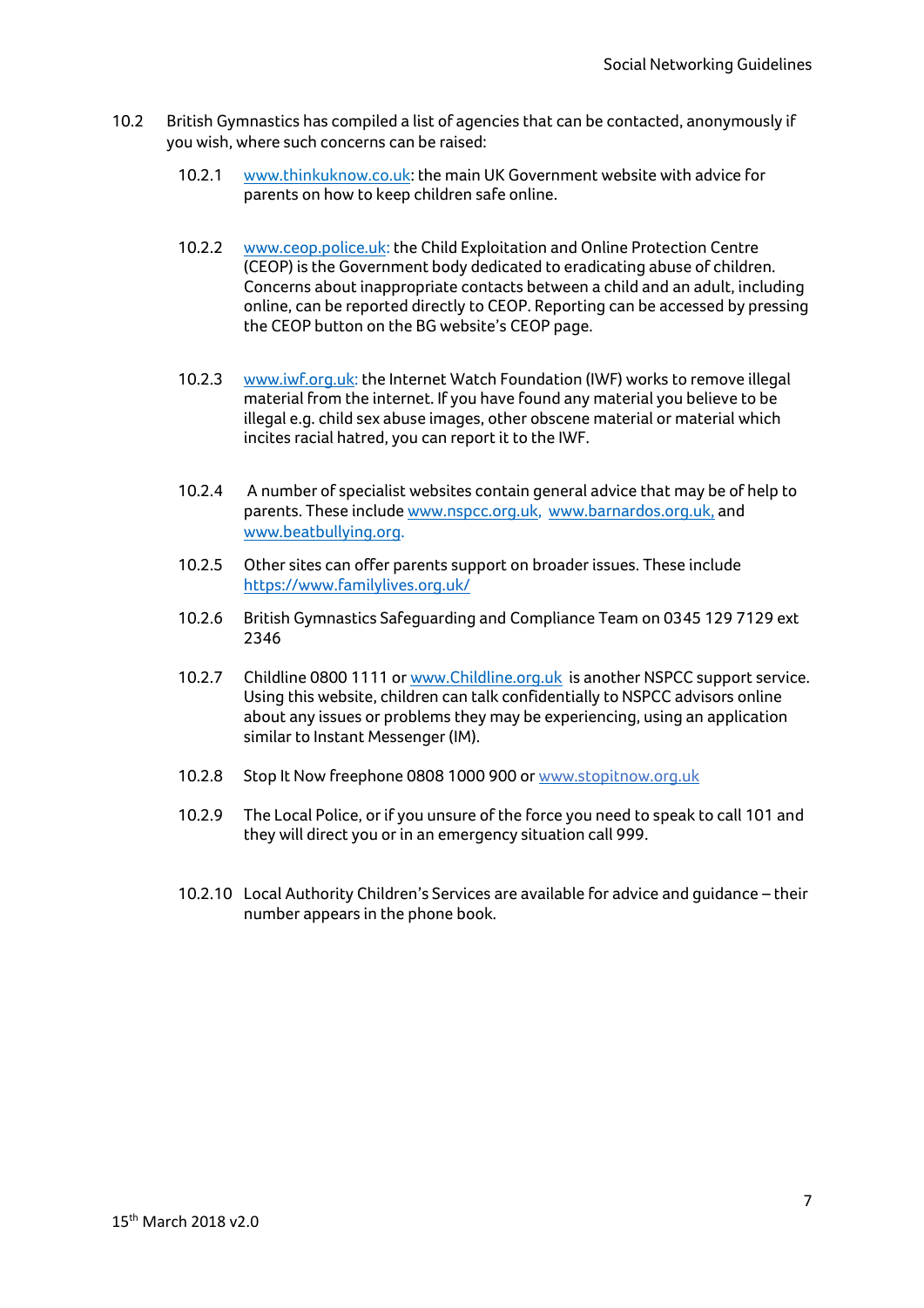10.2 British Gymnastics has compiled a list of agencies that can be contacted, anonymously if you wish, where such concerns can be raised:

10.2.1 www.thinkuknow.co.uk: the main UK Government website with advice for parents on how to keep children safe online.

10.2.2 www.ceop.police.uk: the Child Exploitation and Online Protection Centre (CEOP) is the Government body dedicated to eradicating abuse of children. Concerns about inappropriate contacts between a child and an adult, including online, can be reported directly to CEOP. Reporting can be accessed by pressing the CEOP button on the BG website's CEOP page.

10.2.3 www.iwf.org.uk: the Internet Watch Foundation (IWF) works to remove illegal material from the internet. If you have found any material you believe to be illegal e.g. child sex abuse images, other obscene material or material which incites racial hatred, you can report it to the IWF.

10.2.4 A number of specialist websites contain general advice that may be of help to parents. These include www.nspcc.org.uk, www.barnardos.org.uk, and www.beatbullying.org.

10.2.5 Other sites can offer parents support on broader issues. These include https://www.familylives.org.uk/

10.2.6 British Gymnastics Safeguarding and Compliance Team on 0345 129 7129 ext 2346

10.2.7 Childline 0800 1111 or www.Childline.org.uk is another NSPCC support service. Using this website, children can talk confidentially to NSPCC advisors online about any issues or problems they may be experiencing, using an application similar to Instant Messenger (IM).

10.2.8 Stop It Now freephone 0808 1000 900 or www.stopitnow.org.uk

10.2.9 The Local Police, or if you unsure of the force you need to speak to call 101 and they will direct you or in an emergency situation call 999.

10.2.10 Local Authority Children's Services are available for advice and guidance – their number appears in the phone book.